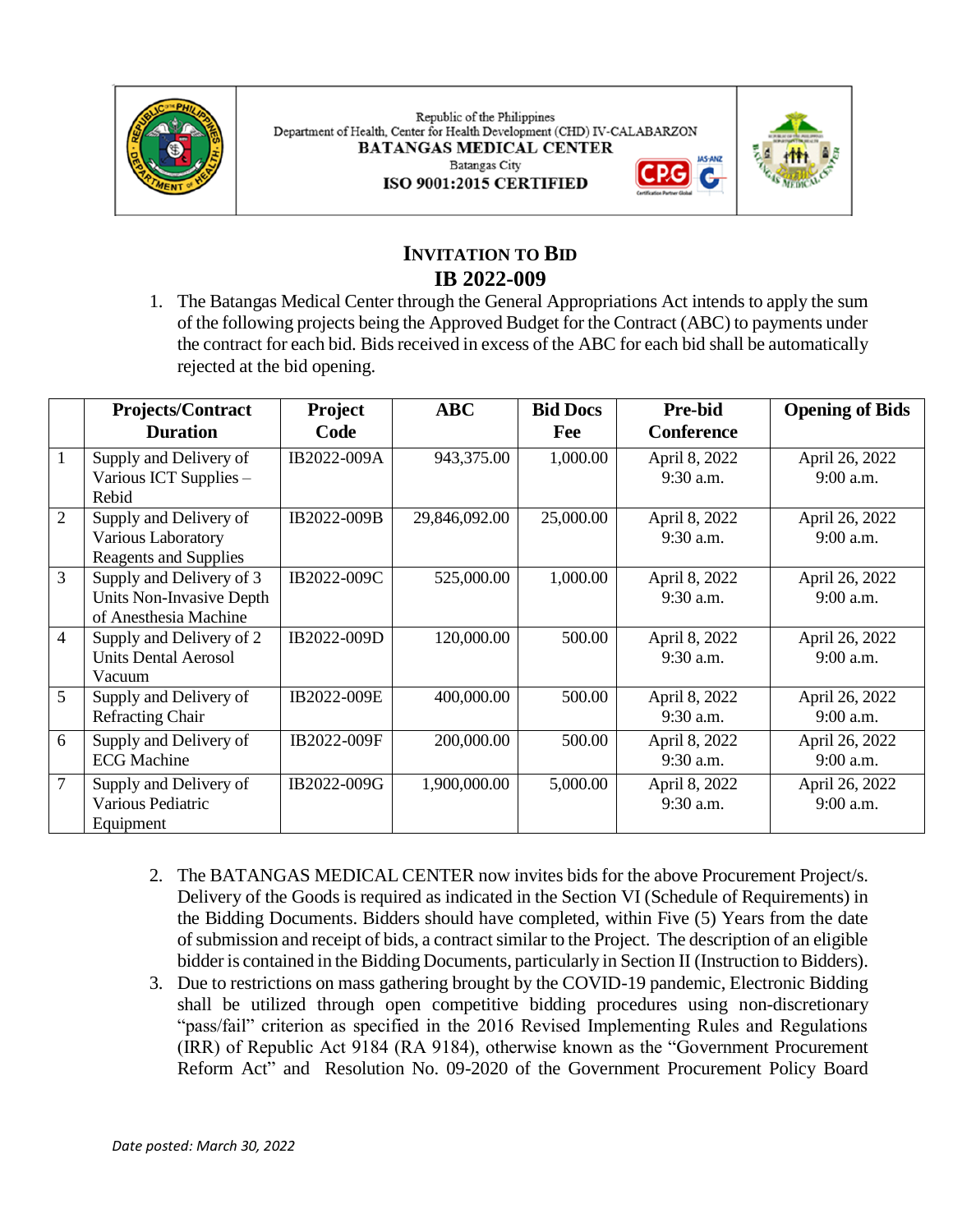Republic of the Philippines
Department of Health, Center for Health Development (CHD) IV-CALABARZON
**BATANGAS MEDICAL CENTER**
Batangas City
**ISO 9001:2015 CERTIFIED**

# INVITATION TO BID
## IB 2022-009

1. The Batangas Medical Center through the General Appropriations Act intends to apply the sum of the following projects being the Approved Budget for the Contract (ABC) to payments under the contract for each bid. Bids received in excess of the ABC for each bid shall be automatically rejected at the bid opening.

| | Projects/Contract Duration | Project Code | ABC | Bid Docs Fee | Pre-bid Conference | Opening of Bids |
|---|---|---|---|---|---|---|
| 1 | Supply and Delivery of Various ICT Supplies – Rebid | IB2022-009A | 943,375.00 | 1,000.00 | April 8, 2022 9:30 a.m. | April 26, 2022 9:00 a.m. |
| 2 | Supply and Delivery of Various Laboratory Reagents and Supplies | IB2022-009B | 29,846,092.00 | 25,000.00 | April 8, 2022 9:30 a.m. | April 26, 2022 9:00 a.m. |
| 3 | Supply and Delivery of 3 Units Non-Invasive Depth of Anesthesia Machine | IB2022-009C | 525,000.00 | 1,000.00 | April 8, 2022 9:30 a.m. | April 26, 2022 9:00 a.m. |
| 4 | Supply and Delivery of 2 Units Dental Aerosol Vacuum | IB2022-009D | 120,000.00 | 500.00 | April 8, 2022 9:30 a.m. | April 26, 2022 9:00 a.m. |
| 5 | Supply and Delivery of Refracting Chair | IB2022-009E | 400,000.00 | 500.00 | April 8, 2022 9:30 a.m. | April 26, 2022 9:00 a.m. |
| 6 | Supply and Delivery of ECG Machine | IB2022-009F | 200,000.00 | 500.00 | April 8, 2022 9:30 a.m. | April 26, 2022 9:00 a.m. |
| 7 | Supply and Delivery of Various Pediatric Equipment | IB2022-009G | 1,900,000.00 | 5,000.00 | April 8, 2022 9:30 a.m. | April 26, 2022 9:00 a.m. |

2. The BATANGAS MEDICAL CENTER now invites bids for the above Procurement Project/s. Delivery of the Goods is required as indicated in the Section VI (Schedule of Requirements) in the Bidding Documents. Bidders should have completed, within Five (5) Years from the date of submission and receipt of bids, a contract similar to the Project. The description of an eligible bidder is contained in the Bidding Documents, particularly in Section II (Instruction to Bidders).
3. Due to restrictions on mass gathering brought by the COVID-19 pandemic, Electronic Bidding shall be utilized through open competitive bidding procedures using non-discretionary "pass/fail" criterion as specified in the 2016 Revised Implementing Rules and Regulations (IRR) of Republic Act 9184 (RA 9184), otherwise known as the "Government Procurement Reform Act" and Resolution No. 09-2020 of the Government Procurement Policy Board

*Date posted: March 30, 2022*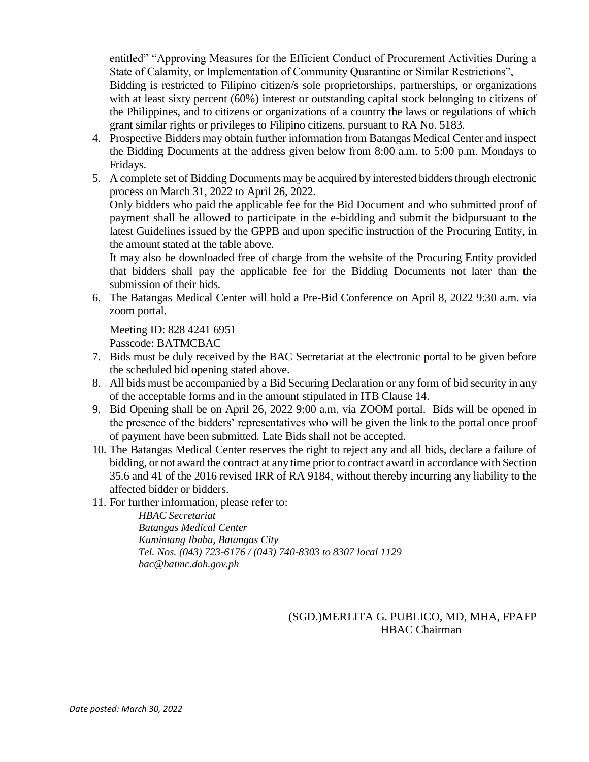entitled" "Approving Measures for the Efficient Conduct of Procurement Activities During a State of Calamity, or Implementation of Community Quarantine or Similar Restrictions",
Bidding is restricted to Filipino citizen/s sole proprietorships, partnerships, or organizations with at least sixty percent (60%) interest or outstanding capital stock belonging to citizens of the Philippines, and to citizens or organizations of a country the laws or regulations of which grant similar rights or privileges to Filipino citizens, pursuant to RA No. 5183.

4. Prospective Bidders may obtain further information from Batangas Medical Center and inspect the Bidding Documents at the address given below from 8:00 a.m. to 5:00 p.m. Mondays to Fridays.
5. A complete set of Bidding Documents may be acquired by interested bidders through electronic process on March 31, 2022 to April 26, 2022.
   Only bidders who paid the applicable fee for the Bid Document and who submitted proof of payment shall be allowed to participate in the e-bidding and submit the bidpursuant to the latest Guidelines issued by the GPPB and upon specific instruction of the Procuring Entity, in the amount stated at the table above.
   It may also be downloaded free of charge from the website of the Procuring Entity provided that bidders shall pay the applicable fee for the Bidding Documents not later than the submission of their bids.
6. The Batangas Medical Center will hold a Pre-Bid Conference on April 8, 2022 9:30 a.m. via zoom portal.

   Meeting ID: 828 4241 6951
   Passcode: BATMCBAC
7. Bids must be duly received by the BAC Secretariat at the electronic portal to be given before the scheduled bid opening stated above.
8. All bids must be accompanied by a Bid Securing Declaration or any form of bid security in any of the acceptable forms and in the amount stipulated in ITB Clause 14.
9. Bid Opening shall be on April 26, 2022 9:00 a.m. via ZOOM portal. Bids will be opened in the presence of the bidders' representatives who will be given the link to the portal once proof of payment have been submitted. Late Bids shall not be accepted.
10. The Batangas Medical Center reserves the right to reject any and all bids, declare a failure of bidding, or not award the contract at any time prior to contract award in accordance with Section 35.6 and 41 of the 2016 revised IRR of RA 9184, without thereby incurring any liability to the affected bidder or bidders.
11. For further information, please refer to:

    *HBAC Secretariat*
    *Batangas Medical Center*
    *Kumintang Ibaba, Batangas City*
    *Tel. Nos. (043) 723-6176 / (043) 740-8303 to 8307 local 1129*
    *bac@batmc.doh.gov.ph*

(SGD.)MERLITA G. PUBLICO, MD, MHA, FPAFP
HBAC Chairman

*Date posted: March 30, 2022*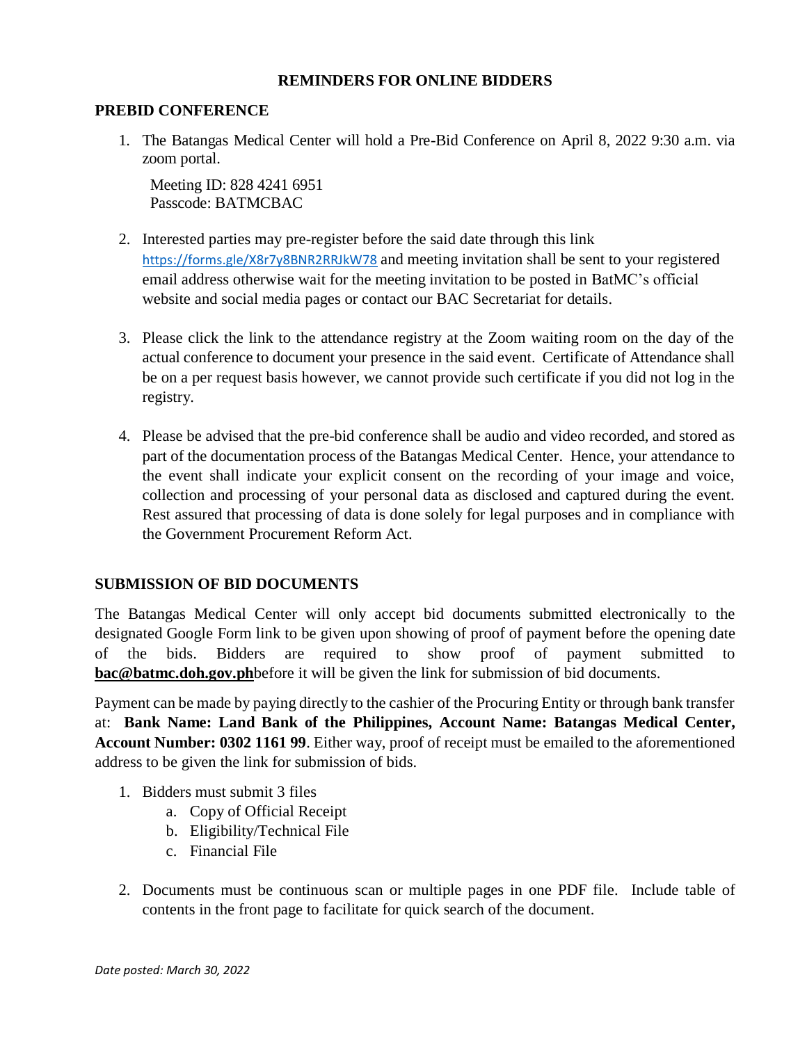## REMINDERS FOR ONLINE BIDDERS

### PREBID CONFERENCE

1. The Batangas Medical Center will hold a Pre-Bid Conference on April 8, 2022 9:30 a.m. via zoom portal.

   Meeting ID: 828 4241 6951
   Passcode: BATMCBAC

2. Interested parties may pre-register before the said date through this link https://forms.gle/X8r7y8BNR2RRJkW78 and meeting invitation shall be sent to your registered email address otherwise wait for the meeting invitation to be posted in BatMC's official website and social media pages or contact our BAC Secretariat for details.

3. Please click the link to the attendance registry at the Zoom waiting room on the day of the actual conference to document your presence in the said event. Certificate of Attendance shall be on a per request basis however, we cannot provide such certificate if you did not log in the registry.

4. Please be advised that the pre-bid conference shall be audio and video recorded, and stored as part of the documentation process of the Batangas Medical Center. Hence, your attendance to the event shall indicate your explicit consent on the recording of your image and voice, collection and processing of your personal data as disclosed and captured during the event. Rest assured that processing of data is done solely for legal purposes and in compliance with the Government Procurement Reform Act.

### SUBMISSION OF BID DOCUMENTS

The Batangas Medical Center will only accept bid documents submitted electronically to the designated Google Form link to be given upon showing of proof of payment before the opening date of the bids. Bidders are required to show proof of payment submitted to **bac@batmc.doh.gov.ph**before it will be given the link for submission of bid documents.

Payment can be made by paying directly to the cashier of the Procuring Entity or through bank transfer at: **Bank Name: Land Bank of the Philippines, Account Name: Batangas Medical Center, Account Number: 0302 1161 99**. Either way, proof of receipt must be emailed to the aforementioned address to be given the link for submission of bids.

1. Bidders must submit 3 files
   a. Copy of Official Receipt
   b. Eligibility/Technical File
   c. Financial File

2. Documents must be continuous scan or multiple pages in one PDF file. Include table of contents in the front page to facilitate for quick search of the document.

*Date posted: March 30, 2022*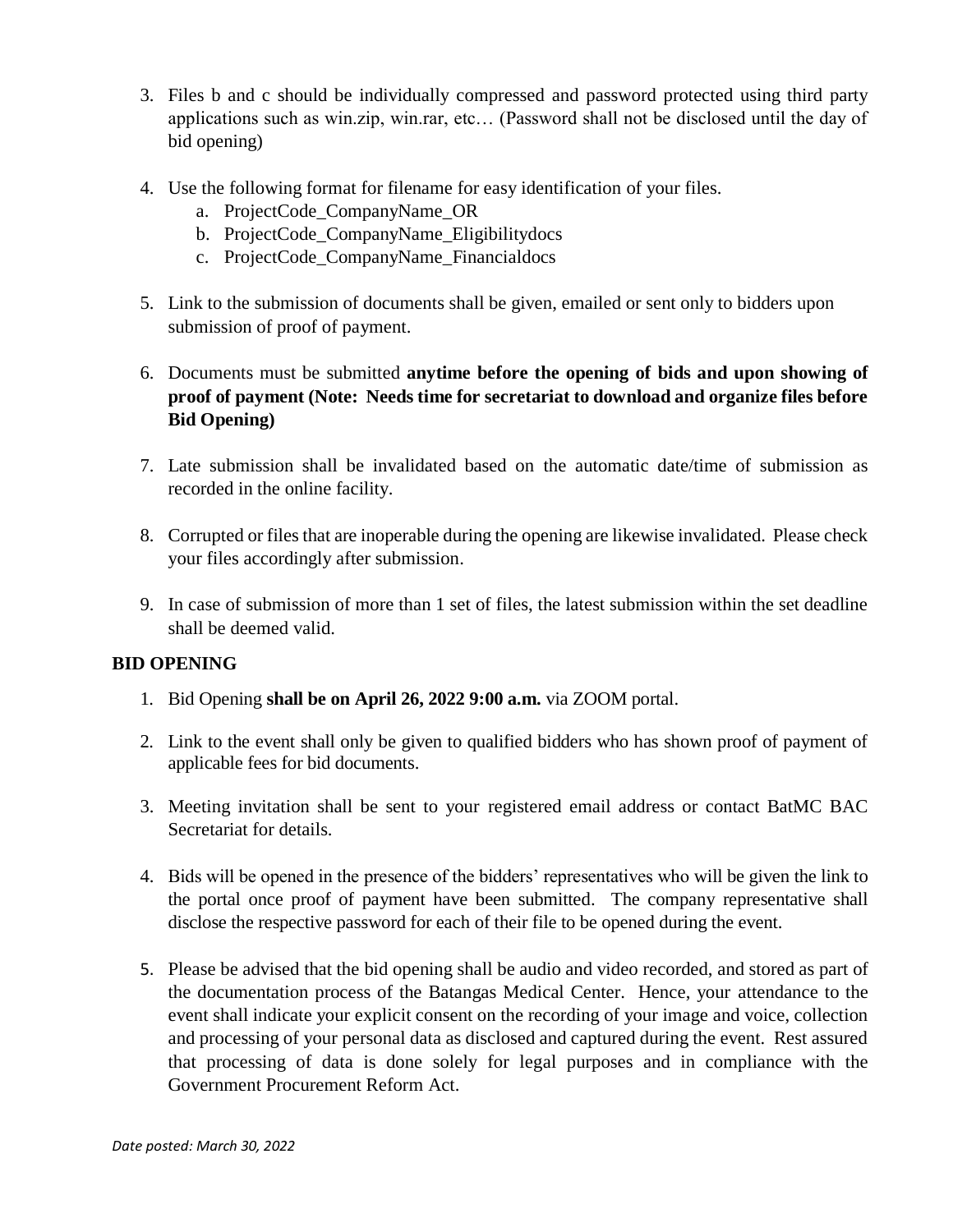3. Files b and c should be individually compressed and password protected using third party applications such as win.zip, win.rar, etc… (Password shall not be disclosed until the day of bid opening)

4. Use the following format for filename for easy identification of your files.
   a. ProjectCode_CompanyName_OR
   b. ProjectCode_CompanyName_Eligibilitydocs
   c. ProjectCode_CompanyName_Financialdocs

5. Link to the submission of documents shall be given, emailed or sent only to bidders upon submission of proof of payment.

6. Documents must be submitted **anytime before the opening of bids and upon showing of proof of payment (Note: Needs time for secretariat to download and organize files before Bid Opening)**

7. Late submission shall be invalidated based on the automatic date/time of submission as recorded in the online facility.

8. Corrupted or files that are inoperable during the opening are likewise invalidated. Please check your files accordingly after submission.

9. In case of submission of more than 1 set of files, the latest submission within the set deadline shall be deemed valid.

**BID OPENING**

1. Bid Opening **shall be on April 26, 2022 9:00 a.m.** via ZOOM portal.

2. Link to the event shall only be given to qualified bidders who has shown proof of payment of applicable fees for bid documents.

3. Meeting invitation shall be sent to your registered email address or contact BatMC BAC Secretariat for details.

4. Bids will be opened in the presence of the bidders' representatives who will be given the link to the portal once proof of payment have been submitted. The company representative shall disclose the respective password for each of their file to be opened during the event.

5. Please be advised that the bid opening shall be audio and video recorded, and stored as part of the documentation process of the Batangas Medical Center. Hence, your attendance to the event shall indicate your explicit consent on the recording of your image and voice, collection and processing of your personal data as disclosed and captured during the event. Rest assured that processing of data is done solely for legal purposes and in compliance with the Government Procurement Reform Act.

*Date posted: March 30, 2022*